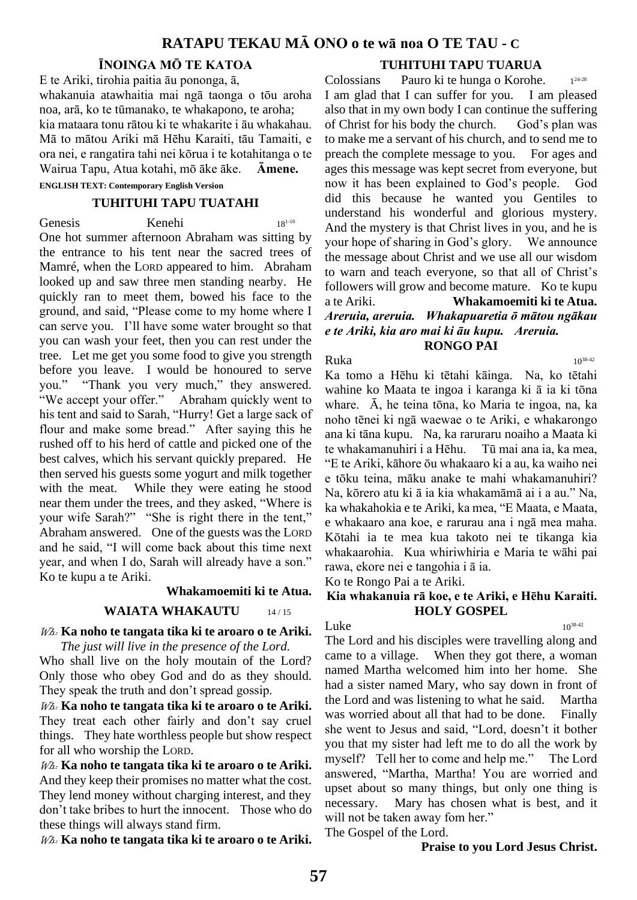# RATAPU TEKAU MĀ ONO o te wā noa O TE TAU - C

## ĪNOINGA MŌ TE KATOA

E te Ariki, tirohia paitia āu pononga, ā, whakanuia atawhaitia mai ngā taonga o tōu aroha noa, arā, ko te tūmanako, te whakapono, te aroha; kia mataara tonu rātou ki te whakarite i āu whakahau. Mā to mātou Ariki mā Hēhu Karaiti, tāu Tamaiti, e ora nei, e rangatira tahi nei kōrua i te kotahitanga o te Wairua Tapu, Atua kotahi, mō āke āke. **Āmene.**

**ENGLISH TEXT: Contemporary English Version**

## TUHITUHI TAPU TUATAHI

Genesis Kenehi 18[1-10]

One hot summer afternoon Abraham was sitting by the entrance to his tent near the sacred trees of Mamré, when the LORD appeared to him. Abraham looked up and saw three men standing nearby. He quickly ran to meet them, bowed his face to the ground, and said, "Please come to my home where I can serve you. I'll have some water brought so that you can wash your feet, then you can rest under the tree. Let me get you some food to give you strength before you leave. I would be honoured to serve you." "Thank you very much," they answered. "We accept your offer." Abraham quickly went to his tent and said to Sarah, "Hurry! Get a large sack of flour and make some bread." After saying this he rushed off to his herd of cattle and picked one of the best calves, which his servant quickly prepared. He then served his guests some yogurt and milk together with the meat. While they were eating he stood near them under the trees, and they asked, "Where is your wife Sarah?" "She is right there in the tent," Abraham answered. One of the guests was the LORD and he said, "I will come back about this time next year, and when I do, Sarah will already have a son." Ko te kupu a te Ariki.

**Whakamoemiti ki te Atua.**

## WAIATA WHAKAUTU 14 / 15

*Wh:* **Ka noho te tangata tika ki te aroaro o te Ariki.**
*The just will live in the presence of the Lord.*

Who shall live on the holy moutain of the Lord? Only those who obey God and do as they should. They speak the truth and don't spread gossip.

*Wh:* **Ka noho te tangata tika ki te aroaro o te Ariki.**

They treat each other fairly and don't say cruel things. They hate worthless people but show respect for all who worship the LORD.

*Wh:* **Ka noho te tangata tika ki te aroaro o te Ariki.**

And they keep their promises no matter what the cost. They lend money without charging interest, and they don't take bribes to hurt the innocent. Those who do these things will always stand firm.

*Wh:* **Ka noho te tangata tika ki te aroaro o te Ariki.**

## TUHITUHI TAPU TUARUA

Colossians Pauro ki te hunga o Korohe. 1[24-28]

I am glad that I can suffer for you. I am pleased also that in my own body I can continue the suffering of Christ for his body the church. God's plan was to make me a servant of his church, and to send me to preach the complete message to you. For ages and ages this message was kept secret from everyone, but now it has been explained to God's people. God did this because he wanted you Gentiles to understand his wonderful and glorious mystery. And the mystery is that Christ lives in you, and he is your hope of sharing in God's glory. We announce the message about Christ and we use all our wisdom to warn and teach everyone, so that all of Christ's followers will grow and become mature. Ko te kupu a te Ariki. **Whakamoemiti ki te Atua.**

***Areruia, areruia. Whakapuaretia ō mātou ngākau e te Ariki, kia aro mai ki āu kupu. Areruia.***

## RONGO PAI

Ruka 10[38-42]

Ka tomo a Hēhu ki tētahi kāinga. Na, ko tētahi wahine ko Maata te ingoa i karanga ki ā ia ki tōna whare. Ā, he teina tōna, ko Maria te ingoa, na, ka noho tēnei ki ngā waewae o te Ariki, e whakarongo ana ki tāna kupu. Na, ka raruraru noaiho a Maata ki te whakamanuhiri i a Hēhu. Tū mai ana ia, ka mea, "E te Ariki, kāhore ōu whakaaro ki a au, ka waiho nei e tōku teina, māku anake te mahi whakamanuhiri? Na, kōrero atu ki ā ia kia whakamāmā ai i a au." Na, ka whakahokia e te Ariki, ka mea, "E Maata, e Maata, e whakaaro ana koe, e rarurau ana i ngā mea maha. Kōtahi ia te mea kua takoto nei te tikanga kia whakaarohia. Kua whiriwhiria e Maria te wāhi pai rawa, ekore nei e tangohia i ā ia.

Ko te Rongo Pai a te Ariki.

**Kia whakanuia rā koe, e te Ariki, e Hēhu Karaiti.**

## HOLY GOSPEL

Luke 10[38-42]

The Lord and his disciples were travelling along and came to a village. When they got there, a woman named Martha welcomed him into her home. She had a sister named Mary, who say down in front of the Lord and was listening to what he said. Martha was worried about all that had to be done. Finally she went to Jesus and said, "Lord, doesn't it bother you that my sister had left me to do all the work by myself? Tell her to come and help me." The Lord answered, "Martha, Martha! You are worried and upset about so many things, but only one thing is necessary. Mary has chosen what is best, and it will not be taken away fom her."

The Gospel of the Lord.

**Praise to you Lord Jesus Christ.**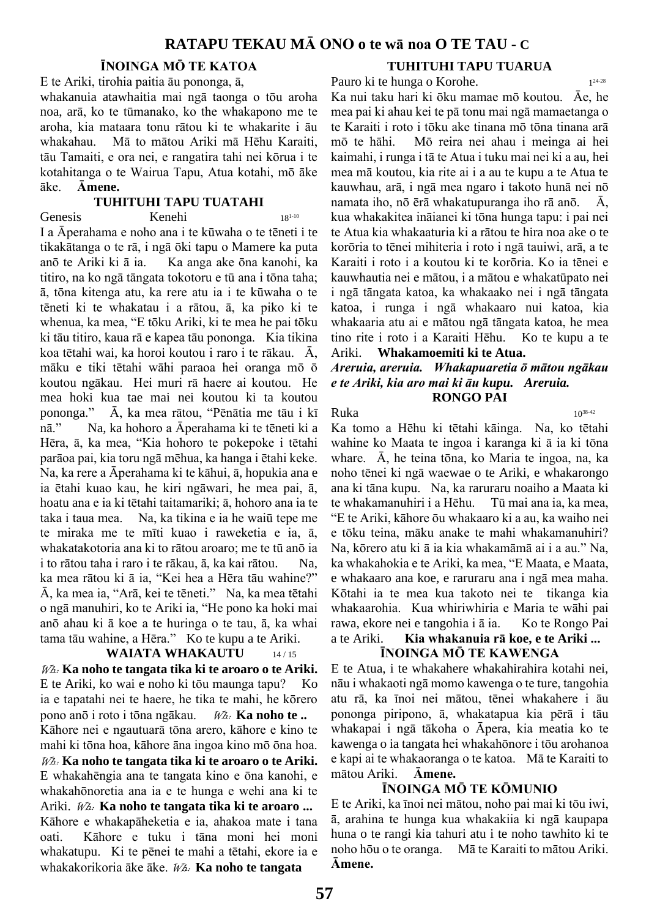## RATAPU TEKAU MĀ ONO o te wā noa O TE TAU - C

### ĪNOINGA MŌ TE KATOA

E te Ariki, tirohia paitia āu pononga, ā, whakanuia atawhaitia mai ngā taonga o tōu aroha noa, arā, ko te tūmanako, ko the whakapono me te aroha, kia mataara tonu rātou ki te whakarite i āu whakahau. Mā to mātou Ariki mā Hēhu Karaiti, tāu Tamaiti, e ora nei, e rangatira tahi nei kōrua i te kotahitanga o te Wairua Tapu, Atua kotahi, mō āke āke. **Āmene.**

### TUHITUHI TAPU TUATAHI

Genesis Kenehi 18[1-10]

I a Āperahama e noho ana i te kūwaha o te tēneti i te tikakātanga o te rā, i ngā ōki tapu o Mamere ka puta anō te Ariki ki ā ia. Ka anga ake ōna kanohi, ka titiro, na ko ngā tāngata tokotoru e tū ana i tōna taha; ā, tōna kitenga atu, ka rere atu ia i te kūwaha o te tēneti ki te whakatau i a rātou, ā, ka piko ki te whenua, ka mea, "E tōku Ariki, ki te mea he pai tōku ki tāu titiro, kaua rā e kapea tāu pononga. Kia tikina koa tētahi wai, ka horoi koutou i raro i te rākau. Ā, māku e tiki tētahi wāhi paraoa hei oranga mō ō koutou ngākau. Hei muri rā haere ai koutou. He mea hoki kua tae mai nei koutou ki ta koutou pononga." Ā, ka mea rātou, "Pēnātia me tāu i kī nā." Na, ka hohoro a Āperahama ki te tēneti ki a Hēra, ā, ka mea, "Kia hohoro te pokepoke i tētahi parāoa pai, kia toru ngā mēhua, ka hanga i ētahi keke. Na, ka rere a Āperahama ki te kāhui, ā, hopukia ana e ia ētahi kuao kau, he kiri ngāwari, he mea pai, ā, hoatu ana e ia ki tētahi taitamariki; ā, hohoro ana ia te taka i taua mea. Na, ka tikina e ia he waiū tepe me te miraka me te mīti kuao i raweketia e ia, ā, whakatakotoria ana ki to rātou aroaro; me te tū anō ia i to rātou taha i raro i te rākau, ā, ka kai rātou. Na, ka mea rātou ki ā ia, "Kei hea a Hēra tāu wahine?" Ā, ka mea ia, "Arā, kei te tēneti." Na, ka mea tētahi o ngā manuhiri, ko te Ariki ia, "He pono ka hoki mai anō ahau ki ā koe a te huringa o te tau, ā, ka whai tama tāu wahine, a Hēra." Ko te kupu a te Ariki.

### WAIATA WHAKAUTU 14 / 15

*Wh:* **Ka noho te tangata tika ki te aroaro o te Ariki.**
E te Ariki, ko wai e noho ki tōu maunga tapu? Ko ia e tapatahi nei te haere, he tika te mahi, he kōrero pono anō i roto i tōna ngākau. *Wh:* **Ka noho te ..**
Kāhore nei e ngautuarā tōna arero, kāhore e kino te mahi ki tōna hoa, kāhore āna ingoa kino mō ōna hoa. *Wh:* **Ka noho te tangata tika ki te aroaro o te Ariki.**
E whakahēngia ana te tangata kino e ōna kanohi, e whakahōnoretia ana ia e te hunga e wehi ana ki te Ariki. *Wh:* **Ka noho te tangata tika ki te aroaro ...**
Kāhore e whakapāheketia e ia, ahakoa mate i tana oati. Kāhore e tuku i tāna moni hei moni whakatupu. Ki te pēnei te mahi a tētahi, ekore ia e whakakorikoria āke āke. *Wh:* **Ka noho te tangata**

### TUHITUHI TAPU TUARUA

Pauro ki te hunga o Korohe. 1[24-28]

Ka nui taku hari ki ōku mamae mō koutou. Āe, he mea pai ki ahau kei te pā tonu mai ngā mamaetanga o te Karaiti i roto i tōku ake tinana mō tōna tinana arā mō te hāhi. Mō reira nei ahau i meinga ai hei kaimahi, i runga i tā te Atua i tuku mai nei ki a au, hei mea mā koutou, kia rite ai i a au te kupu a te Atua te kauwhau, arā, i ngā mea ngaro i takoto hunā nei nō namata iho, nō ērā whakatupuranga iho rā anō. Ā, kua whakakitea ināianei ki tōna hunga tapu: i pai nei te Atua kia whakaaturia ki a rātou te hira noa ake o te korōria to tēnei mihiteria i roto i ngā tauiwi, arā, a te Karaiti i roto i a koutou ki te korōria. Ko ia tēnei e kauwhautia nei e mātou, i a mātou e whakatūpato nei i ngā tāngata katoa, ka whakaako nei i ngā tāngata katoa, i runga i ngā whakaaro nui katoa, kia whakaaria atu ai e mātou ngā tāngata katoa, he mea tino rite i roto i a Karaiti Hēhu. Ko te kupu a te Ariki. **Whakamoemiti ki te Atua.**

***Areruia, areruia. Whakapuaretia ō mātou ngākau e te Ariki, kia aro mai ki āu kupu. Areruia.***

### RONGO PAI

Ruka 10[38-42]

Ka tomo a Hēhu ki tētahi kāinga. Na, ko tētahi wahine ko Maata te ingoa i karanga ki ā ia ki tōna whare. Ā, he teina tōna, ko Maria te ingoa, na, ka noho tēnei ki ngā waewae o te Ariki, e whakarongo ana ki tāna kupu. Na, ka raruraru noaiho a Maata ki te whakamanuhiri i a Hēhu. Tū mai ana ia, ka mea, "E te Ariki, kāhore ōu whakaaro ki a au, ka waiho nei e tōku teina, māku anake te mahi whakamanuhiri? Na, kōrero atu ki ā ia kia whakamāmā ai i a au." Na, ka whakahokia e te Ariki, ka mea, "E Maata, e Maata, e whakaaro ana koe, e raruraru ana i ngā mea maha. Kōtahi ia te mea kua takoto nei te tikanga kia whakaarohia. Kua whiriwhiria e Maria te wāhi pai rawa, ekore nei e tangohia i ā ia. Ko te Rongo Pai a te Ariki. **Kia whakanuia rā koe, e te Ariki ...**

### ĪNOINGA MŌ TE KAWENGA

E te Atua, i te whakahere whakahirahira kotahi nei, nāu i whakaoti ngā momo kawenga o te ture, tangohia atu rā, ka īnoi nei mātou, tēnei whakahere i āu pononga piripono, ā, whakatapua kia pērā i tāu whakapai i ngā tākoha o Āpera, kia meatia ko te kawenga o ia tangata hei whakahōnore i tōu arohanoa e kapi ai te whakaoranga o te katoa. Mā te Karaiti to mātou Ariki. **Āmene.**

### ĪNOINGA MŌ TE KŌMUNIO

E te Ariki, ka īnoi nei mātou, noho pai mai ki tōu iwi, ā, arahina te hunga kua whakakiia ki ngā kaupapa huna o te rangi kia tahuri atu i te noho tawhito ki te noho hōu o te oranga. Mā te Karaiti to mātou Ariki. **Āmene.**